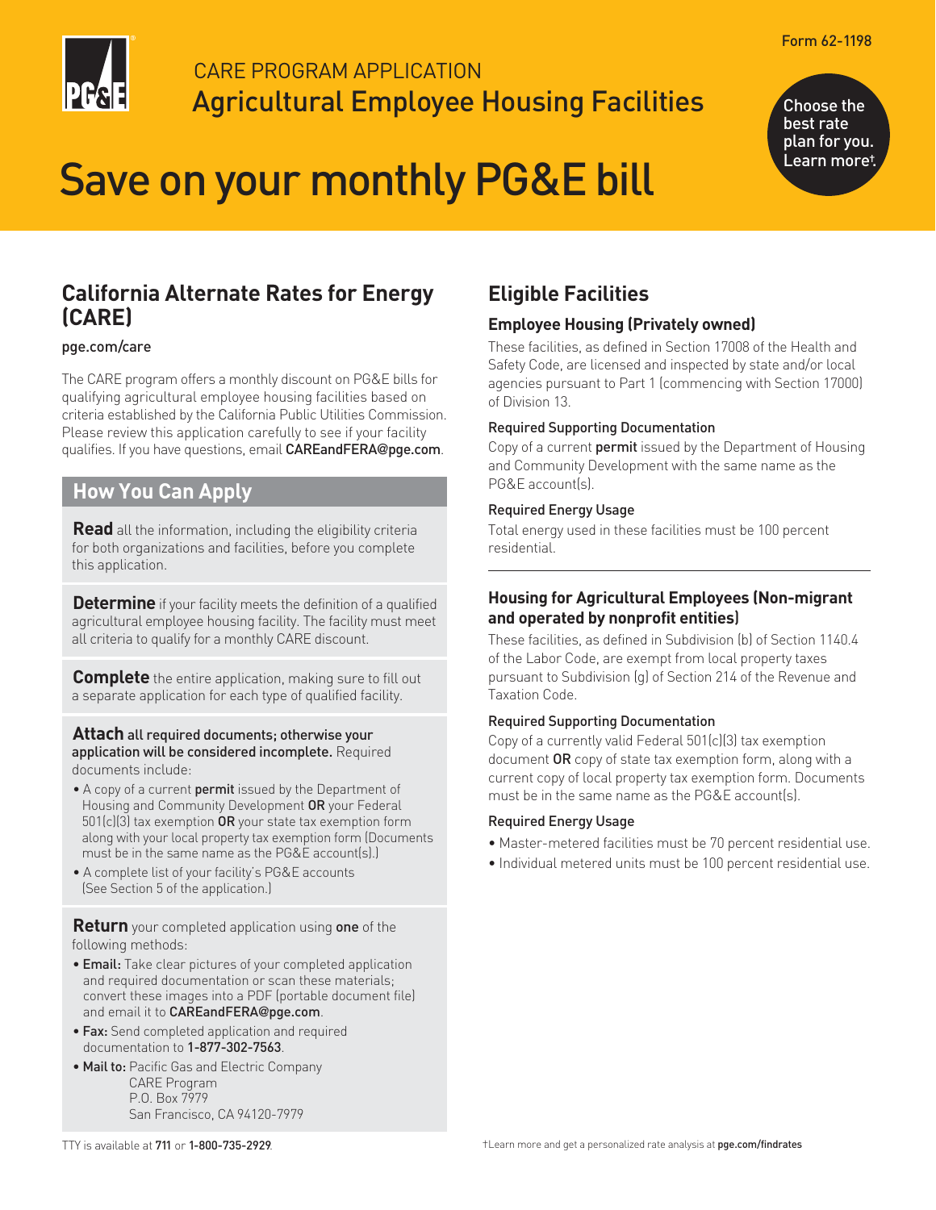Form 62-1198

CARE PROGRAM APPLICATION

# Agricultural Employee Housing Facilities

Choose the best rate plan for you. Learn more†.

# Save on your monthly PG&E bill

## California Alternate Rates for Energy (CARE)

pge.com/care

The CARE program offers a monthly discount on PG&E bills for qualifying agricultural employee housing facilities based on criteria established by the California Public Utilities Commission. Please review this application carefully to see if your facility qualifies. If you have questions, email CAREandFERA@pge.com.

## How You Can Apply

**Read** all the information, including the eligibility criteria for both organizations and facilities, before you complete this application.

**Determine** if your facility meets the definition of a qualified agricultural employee housing facility. The facility must meet all criteria to qualify for a monthly CARE discount.

**Complete** the entire application, making sure to fill out a separate application for each type of qualified facility.

**Attach all required documents; otherwise your application will be considered incomplete.** Required documents include:

- A copy of a current **permit** issued by the Department of Housing and Community Development **OR** your Federal 501(c)(3) tax exemption **OR** your state tax exemption form along with your local property tax exemption form (Documents must be in the same name as the PG&E account(s).)
- A complete list of your facility's PG&E accounts (See Section 5 of the application.)

**Return** your completed application using **one** of the following methods:

- **Email:** Take clear pictures of your completed application and required documentation or scan these materials; convert these images into a PDF (portable document file) and email it to CAREandFERA@pge.com.
- **Fax:** Send completed application and required documentation to 1-877-302-7563.
- **Mail to:** Pacific Gas and Electric Company
  CARE Program
  P.O. Box 7979
  San Francisco, CA 94120-7979

## Eligible Facilities

### Employee Housing (Privately owned)

These facilities, as defined in Section 17008 of the Health and Safety Code, are licensed and inspected by state and/or local agencies pursuant to Part 1 (commencing with Section 17000) of Division 13.

#### Required Supporting Documentation

Copy of a current **permit** issued by the Department of Housing and Community Development with the same name as the PG&E account(s).

#### Required Energy Usage

Total energy used in these facilities must be 100 percent residential.

### Housing for Agricultural Employees (Non-migrant and operated by nonprofit entities)

These facilities, as defined in Subdivision (b) of Section 1140.4 of the Labor Code, are exempt from local property taxes pursuant to Subdivision (g) of Section 214 of the Revenue and Taxation Code.

#### Required Supporting Documentation

Copy of a currently valid Federal 501(c)(3) tax exemption document **OR** copy of state tax exemption form, along with a current copy of local property tax exemption form. Documents must be in the same name as the PG&E account(s).

#### Required Energy Usage

- Master-metered facilities must be 70 percent residential use.
- Individual metered units must be 100 percent residential use.

TTY is available at 711 or 1-800-735-2929.

†Learn more and get a personalized rate analysis at pge.com/findrates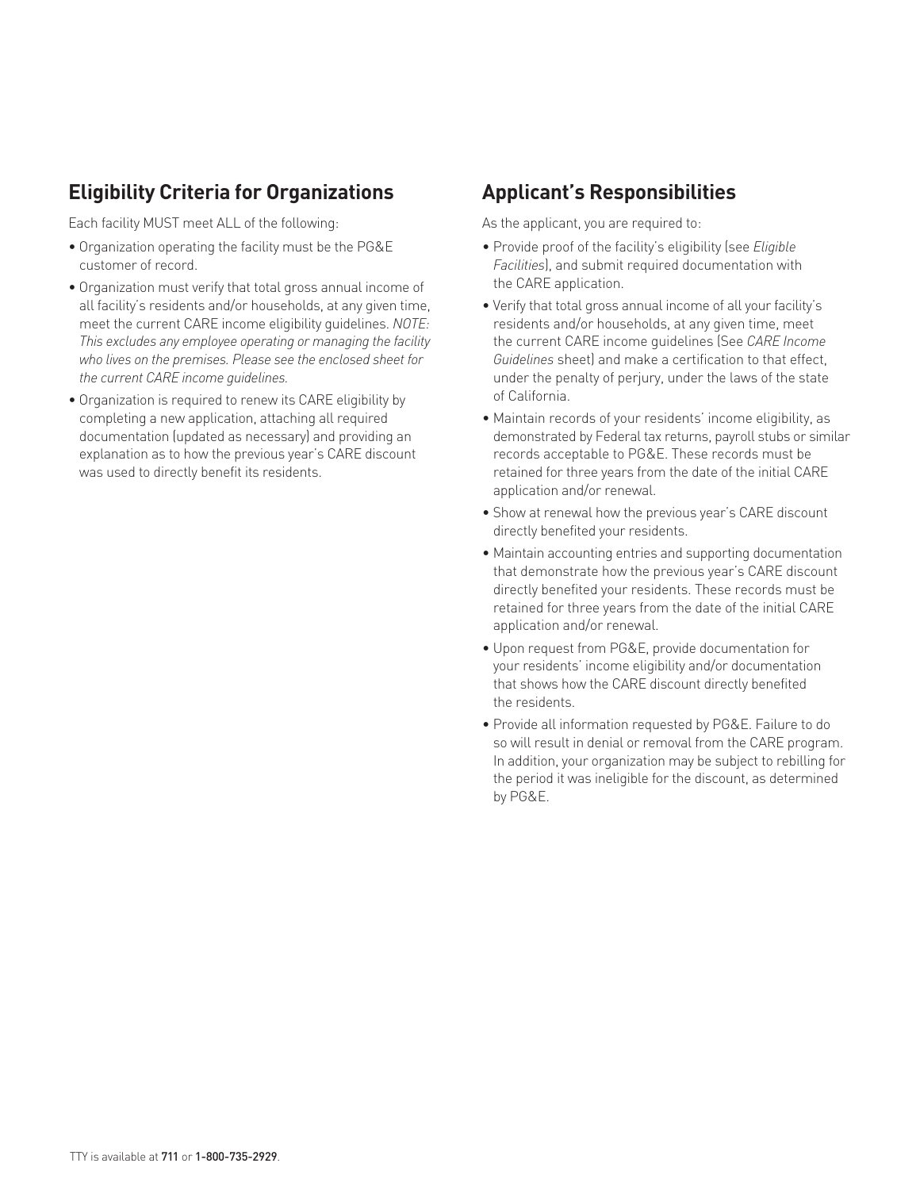## Eligibility Criteria for Organizations

Each facility MUST meet ALL of the following:

- Organization operating the facility must be the PG&E customer of record.
- Organization must verify that total gross annual income of all facility's residents and/or households, at any given time, meet the current CARE income eligibility guidelines. *NOTE: This excludes any employee operating or managing the facility who lives on the premises. Please see the enclosed sheet for the current CARE income guidelines.*
- Organization is required to renew its CARE eligibility by completing a new application, attaching all required documentation (updated as necessary) and providing an explanation as to how the previous year's CARE discount was used to directly benefit its residents.

## Applicant's Responsibilities

As the applicant, you are required to:

- Provide proof of the facility's eligibility (see *Eligible Facilities*), and submit required documentation with the CARE application.
- Verify that total gross annual income of all your facility's residents and/or households, at any given time, meet the current CARE income guidelines (See *CARE Income Guidelines* sheet) and make a certification to that effect, under the penalty of perjury, under the laws of the state of California.
- Maintain records of your residents' income eligibility, as demonstrated by Federal tax returns, payroll stubs or similar records acceptable to PG&E. These records must be retained for three years from the date of the initial CARE application and/or renewal.
- Show at renewal how the previous year's CARE discount directly benefited your residents.
- Maintain accounting entries and supporting documentation that demonstrate how the previous year's CARE discount directly benefited your residents. These records must be retained for three years from the date of the initial CARE application and/or renewal.
- Upon request from PG&E, provide documentation for your residents' income eligibility and/or documentation that shows how the CARE discount directly benefited the residents.
- Provide all information requested by PG&E. Failure to do so will result in denial or removal from the CARE program. In addition, your organization may be subject to rebilling for the period it was ineligible for the discount, as determined by PG&E.

TTY is available at **711** or **1-800-735-2929**.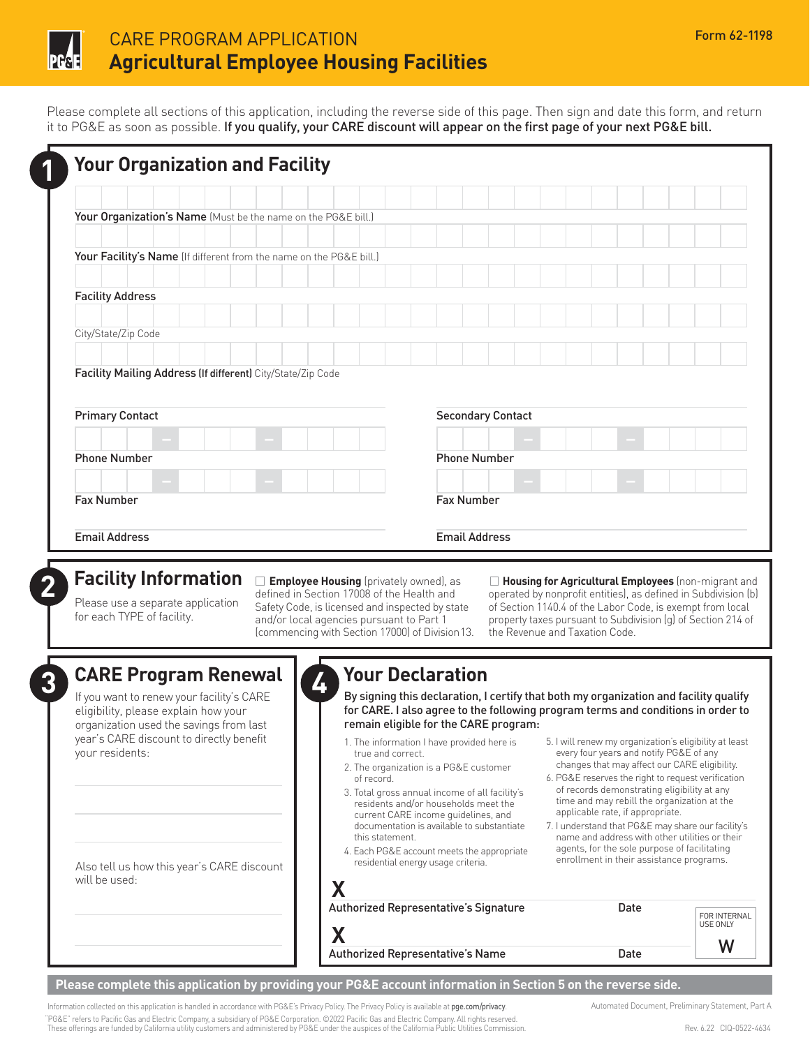# CARE PROGRAM APPLICATION
# Agricultural Employee Housing Facilities

Form 62-1198

Please complete all sections of this application, including the reverse side of this page. Then sign and date this form, and return it to PG&E as soon as possible. **If you qualify, your CARE discount will appear on the first page of your next PG&E bill.**

## 1 Your Organization and Facility

**Your Organization's Name** (Must be the name on the PG&E bill.)

**Your Facility's Name** (If different from the name on the PG&E bill.)

**Facility Address**

City/State/Zip Code

**Facility Mailing Address (If different)** City/State/Zip Code

| **Primary Contact** | **Secondary Contact** |
|---|---|
| **Phone Number** | **Phone Number** |
| **Fax Number** | **Fax Number** |
| **Email Address** | **Email Address** |

## 2 Facility Information

Please use a separate application for each TYPE of facility.

☐ **Employee Housing** (privately owned), as defined in Section 17008 of the Health and Safety Code, is licensed and inspected by state and/or local agencies pursuant to Part 1 (commencing with Section 17000) of Division13.

☐ **Housing for Agricultural Employees** (non-migrant and operated by nonprofit entities), as defined in Subdivision (b) of Section 1140.4 of the Labor Code, is exempt from local property taxes pursuant to Subdivision (g) of Section 214 of the Revenue and Taxation Code.

## 3 CARE Program Renewal

If you want to renew your facility's CARE eligibility, please explain how your organization used the savings from last year's CARE discount to directly benefit your residents:

Also tell us how this year's CARE discount will be used:

## 4 Your Declaration

**By signing this declaration, I certify that both my organization and facility qualify for CARE. I also agree to the following program terms and conditions in order to remain eligible for the CARE program:**

1. The information I have provided here is true and correct.
2. The organization is a PG&E customer of record.
3. Total gross annual income of all facility's residents and/or households meet the current CARE income guidelines, and documentation is available to substantiate this statement.
4. Each PG&E account meets the appropriate residential energy usage criteria.
5. I will renew my organization's eligibility at least every four years and notify PG&E of any changes that may affect our CARE eligibility.
6. PG&E reserves the right to request verification of records demonstrating eligibility at any time and may rebill the organization at the applicable rate, if appropriate.
7. I understand that PG&E may share our facility's name and address with other utilities or their agents, for the sole purpose of facilitating enrollment in their assistance programs.

X
Authorized Representative's Signature — Date

X
Authorized Representative's Name — Date

FOR INTERNAL USE ONLY
W

**Please complete this application by providing your PG&E account information in Section 5 on the reverse side.**

Information collected on this application is handled in accordance with PG&E's Privacy Policy. The Privacy Policy is available at pge.com/privacy.
"PG&E" refers to Pacific Gas and Electric Company, a subsidiary of PG&E Corporation. ©2022 Pacific Gas and Electric Company. All rights reserved.
These offerings are funded by California utility customers and administered by PG&E under the auspices of the California Public Utilities Commission.

Automated Document, Preliminary Statement, Part A

Rev. 6.22 CIQ-0522-4634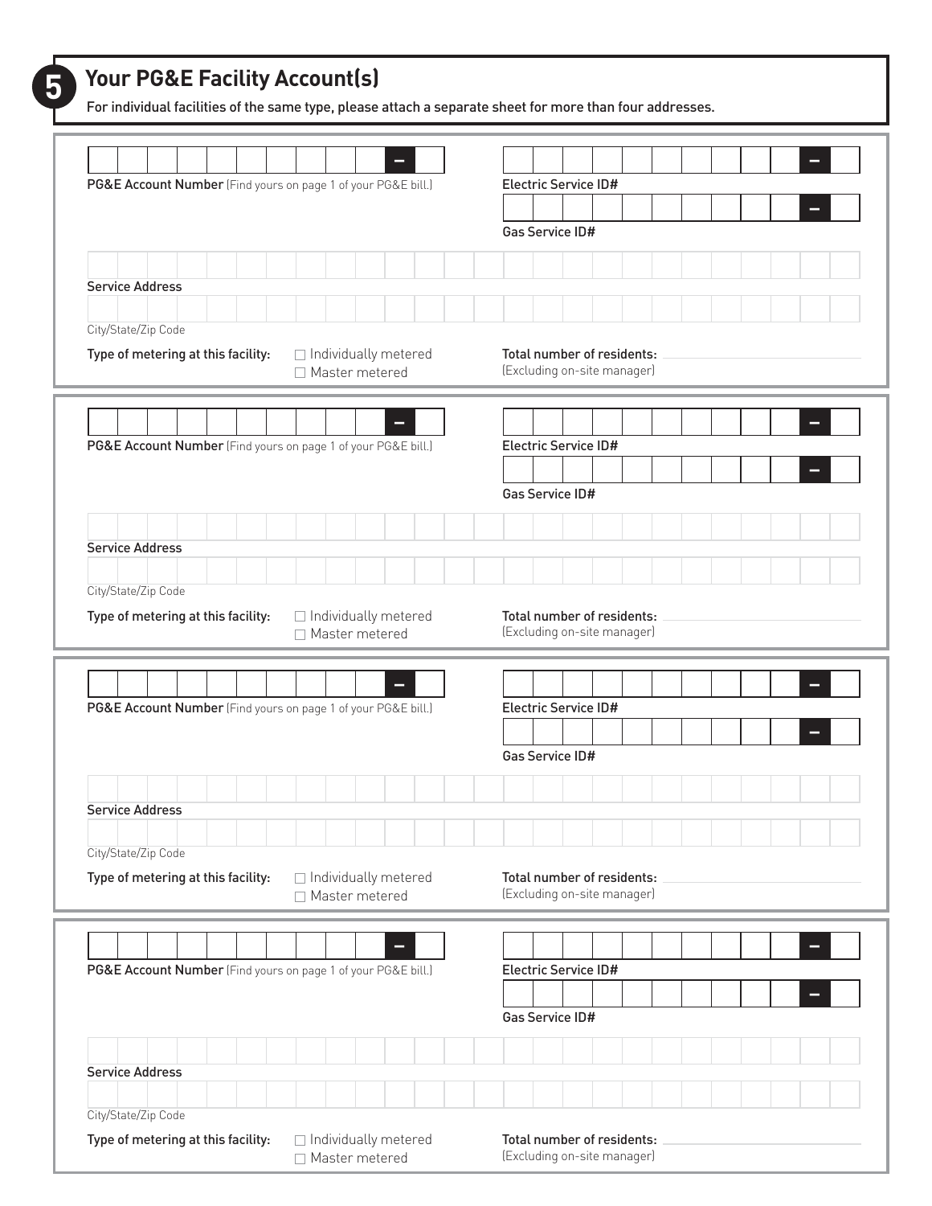## 5 Your PG&E Facility Account(s)

For individual facilities of the same type, please attach a separate sheet for more than four addresses.

**PG&E Account Number** (Find yours on page 1 of your PG&E bill.)

**Electric Service ID#**

**Gas Service ID#**

Service Address

City/State/Zip Code

**Type of metering at this facility:** ☐ Individually metered ☐ Master metered

**Total number of residents:** ____________
(Excluding on-site manager)

---

**PG&E Account Number** (Find yours on page 1 of your PG&E bill.)

**Electric Service ID#**

**Gas Service ID#**

Service Address

City/State/Zip Code

**Type of metering at this facility:** ☐ Individually metered ☐ Master metered

**Total number of residents:** ____________
(Excluding on-site manager)

---

**PG&E Account Number** (Find yours on page 1 of your PG&E bill.)

**Electric Service ID#**

**Gas Service ID#**

Service Address

City/State/Zip Code

**Type of metering at this facility:** ☐ Individually metered ☐ Master metered

**Total number of residents:** ____________
(Excluding on-site manager)

---

**PG&E Account Number** (Find yours on page 1 of your PG&E bill.)

**Electric Service ID#**

**Gas Service ID#**

Service Address

City/State/Zip Code

**Type of metering at this facility:** ☐ Individually metered ☐ Master metered

**Total number of residents:** ____________
(Excluding on-site manager)